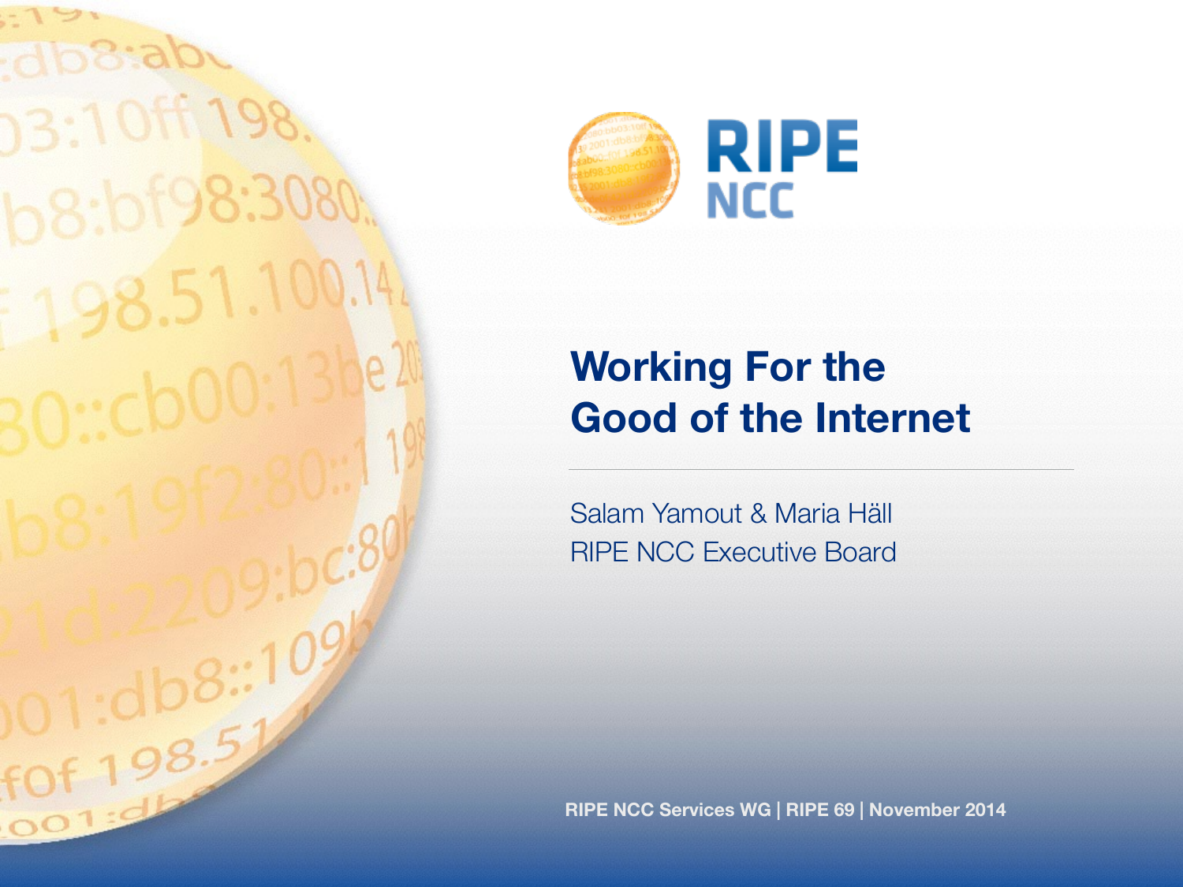# Working For the Good of the Internet

Salam Yamout & Maria Häll
RIPE NCC Executive Board

RIPE NCC Services WG | RIPE 69 | November 2014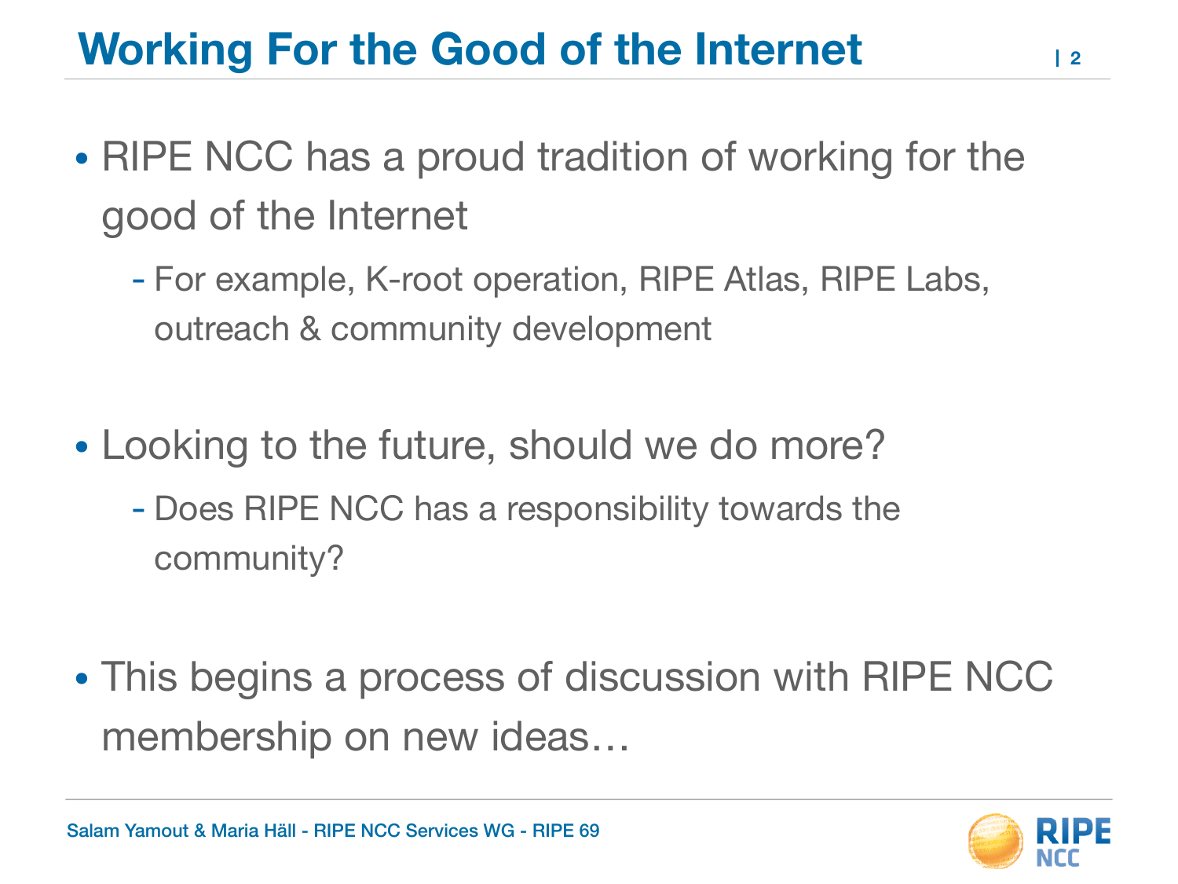# Working For the Good of the Internet

- RIPE NCC has a proud tradition of working for the good of the Internet
  - For example, K-root operation, RIPE Atlas, RIPE Labs, outreach & community development

- Looking to the future, should we do more?
  - Does RIPE NCC has a responsibility towards the community?

- This begins a process of discussion with RIPE NCC membership on new ideas…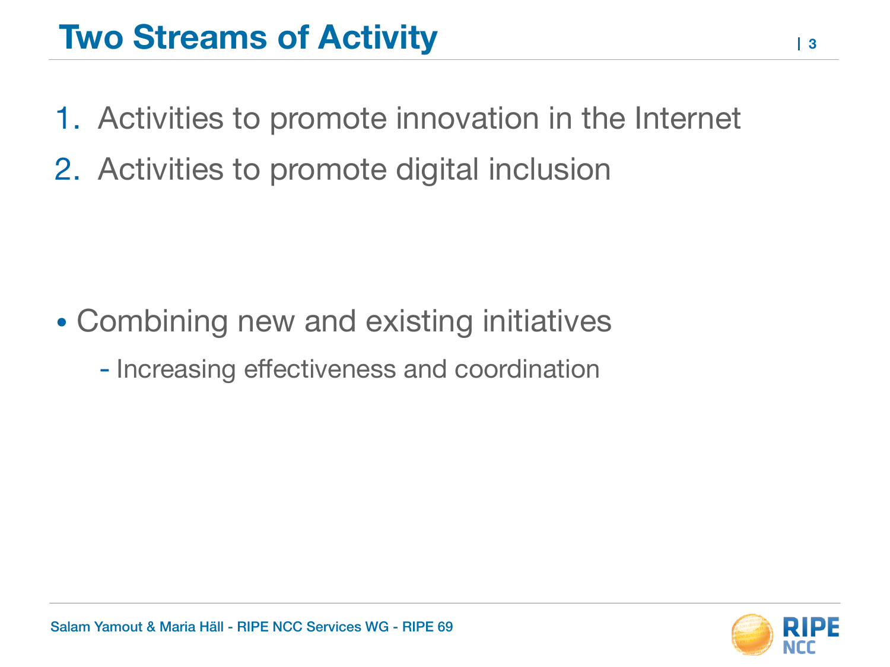# Two Streams of Activity

1. Activities to promote innovation in the Internet
2. Activities to promote digital inclusion

- Combining new and existing initiatives
  - Increasing effectiveness and coordination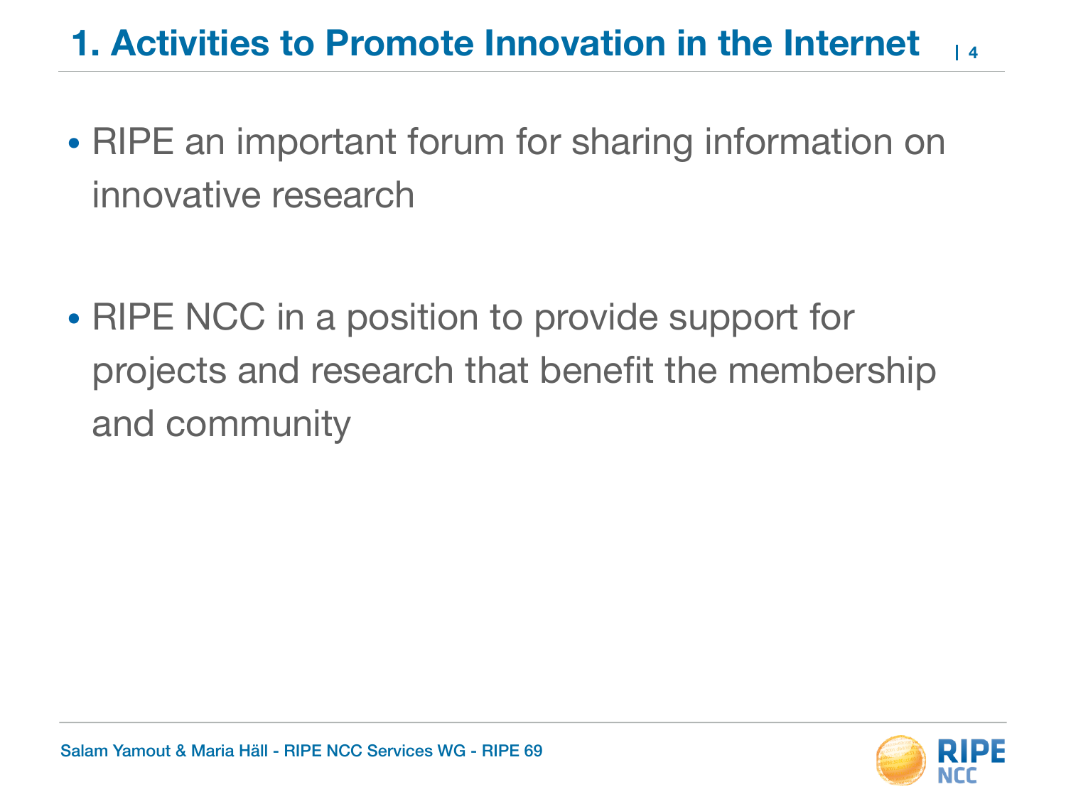# 1. Activities to Promote Innovation in the Internet

- RIPE an important forum for sharing information on innovative research

- RIPE NCC in a position to provide support for projects and research that benefit the membership and community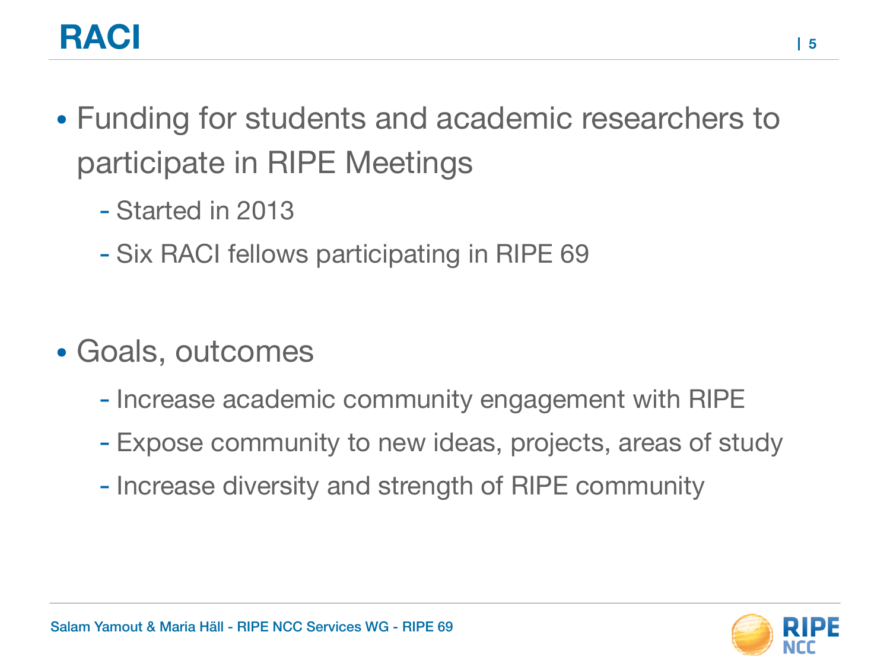# RACI

- Funding for students and academic researchers to participate in RIPE Meetings
    - Started in 2013
    - Six RACI fellows participating in RIPE 69

- Goals, outcomes
    - Increase academic community engagement with RIPE
    - Expose community to new ideas, projects, areas of study
    - Increase diversity and strength of RIPE community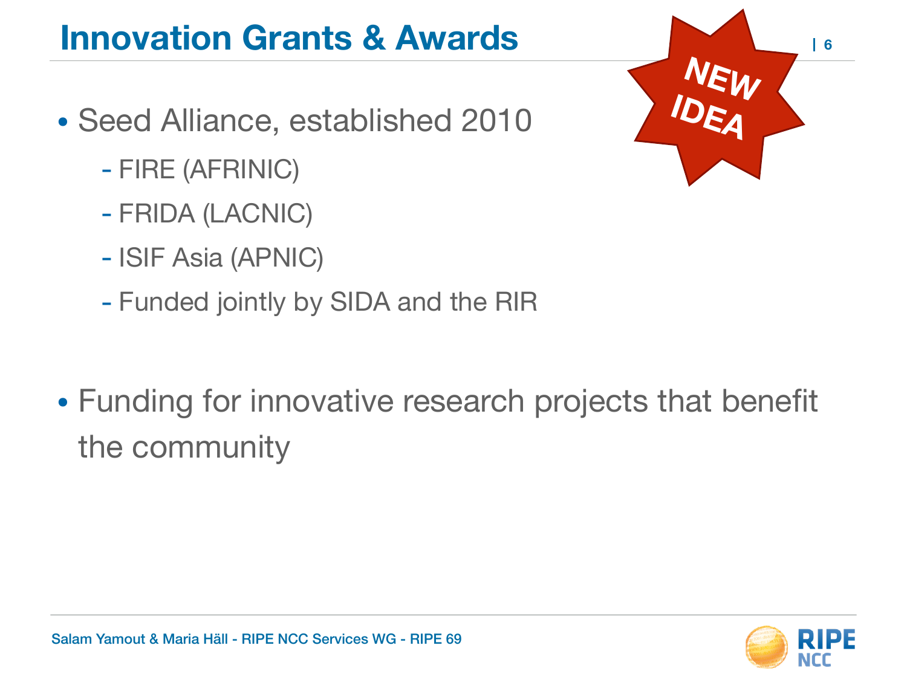# Innovation Grants & Awards

NEW IDEA

- Seed Alliance, established 2010
  - FIRE (AFRINIC)
  - FRIDA (LACNIC)
  - ISIF Asia (APNIC)
  - Funded jointly by SIDA and the RIR

- Funding for innovative research projects that benefit the community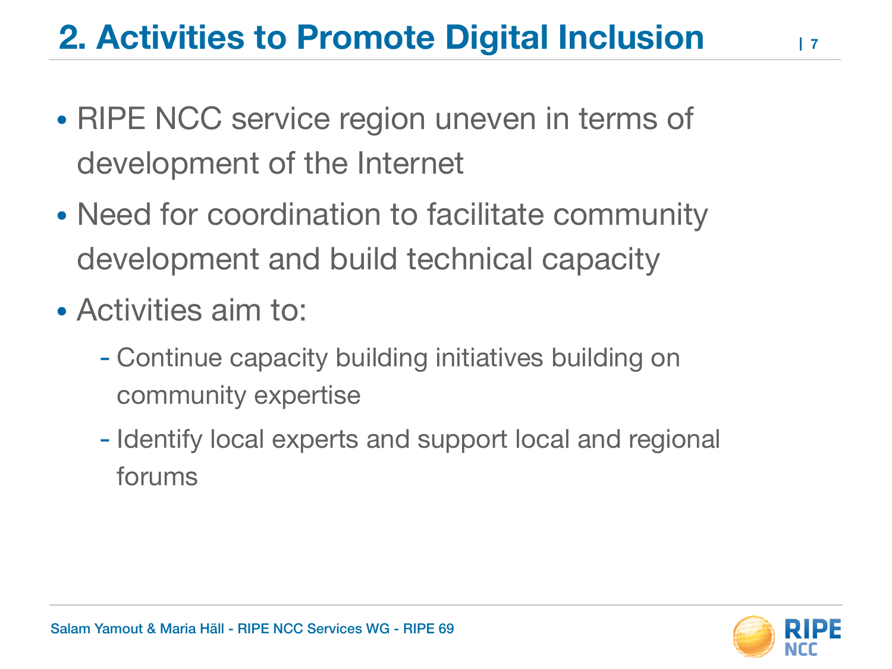# 2. Activities to Promote Digital Inclusion

- RIPE NCC service region uneven in terms of development of the Internet
- Need for coordination to facilitate community development and build technical capacity
- Activities aim to:
  - Continue capacity building initiatives building on community expertise
  - Identify local experts and support local and regional forums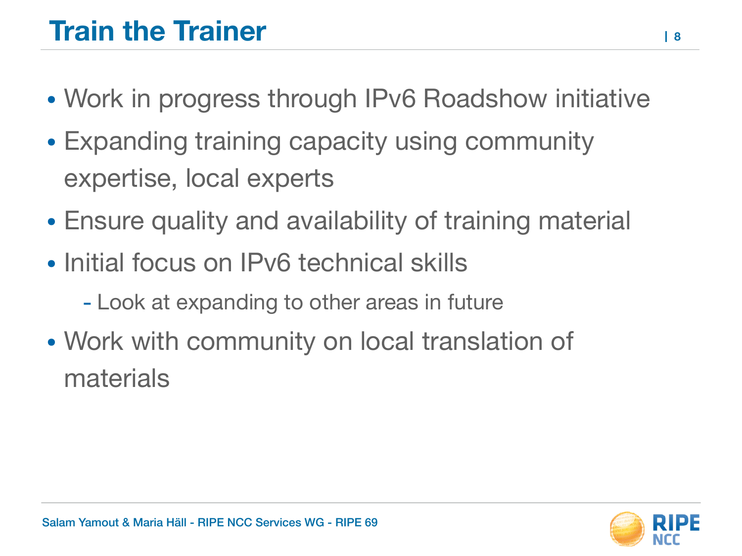# Train the Trainer

- Work in progress through IPv6 Roadshow initiative
- Expanding training capacity using community expertise, local experts
- Ensure quality and availability of training material
- Initial focus on IPv6 technical skills
  - Look at expanding to other areas in future
- Work with community on local translation of materials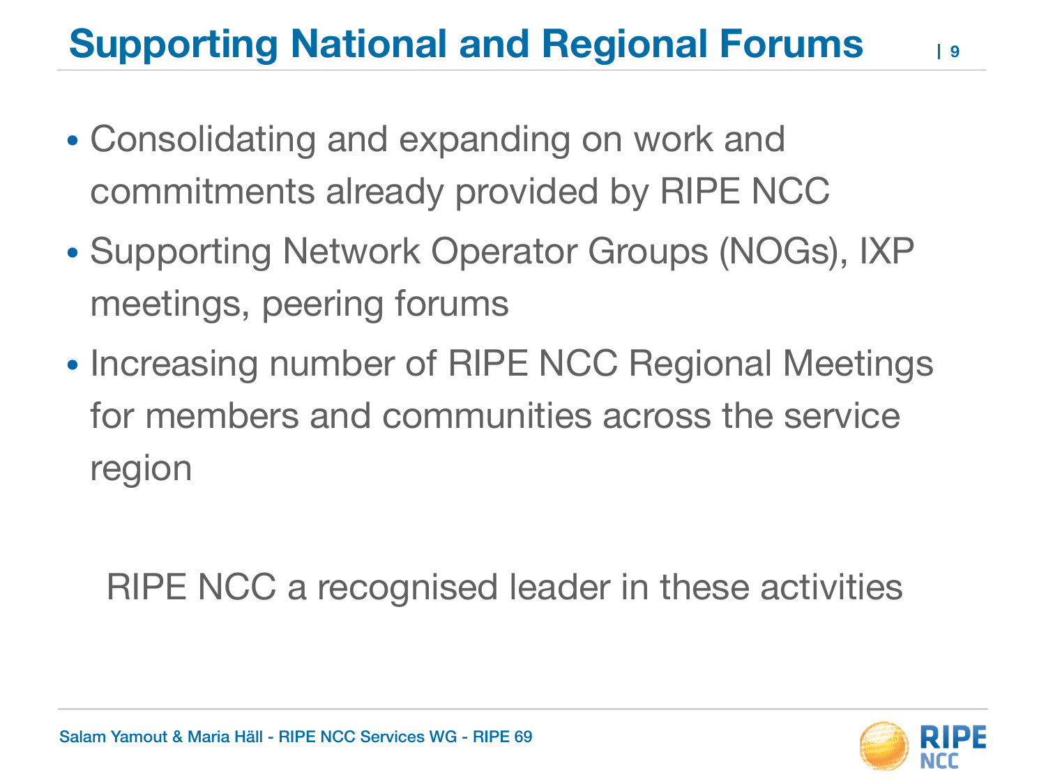# Supporting National and Regional Forums

- Consolidating and expanding on work and commitments already provided by RIPE NCC
- Supporting Network Operator Groups (NOGs), IXP meetings, peering forums
- Increasing number of RIPE NCC Regional Meetings for members and communities across the service region

RIPE NCC a recognised leader in these activities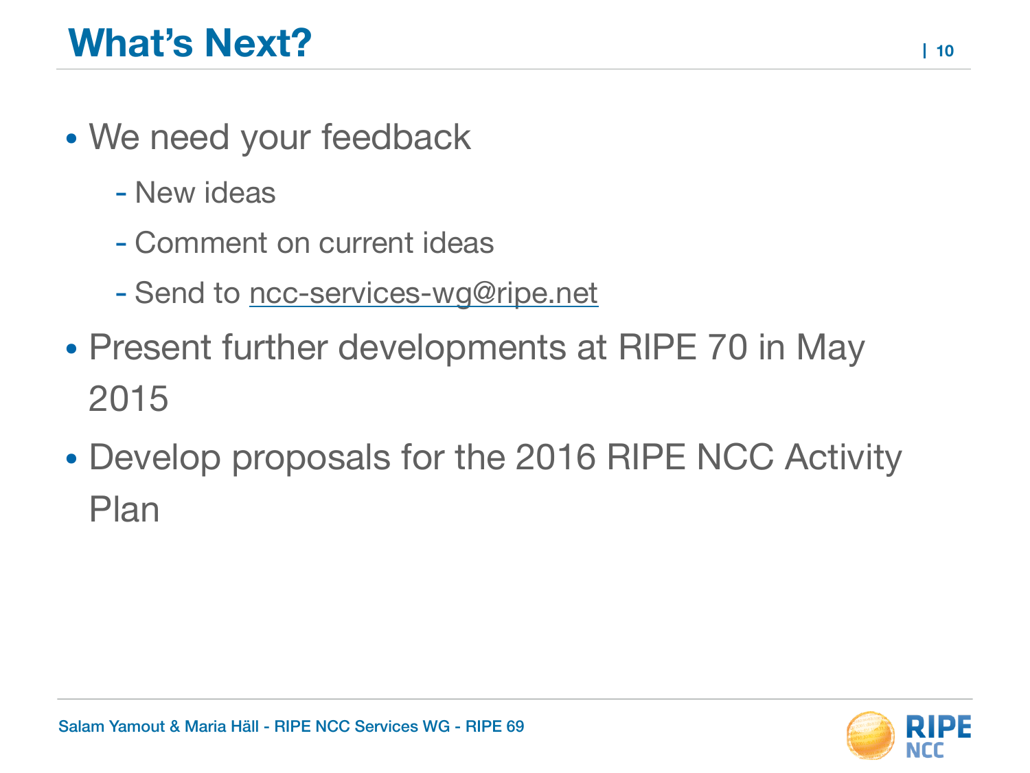# What's Next?

- We need your feedback
  - New ideas
  - Comment on current ideas
  - Send to ncc-services-wg@ripe.net
- Present further developments at RIPE 70 in May 2015
- Develop proposals for the 2016 RIPE NCC Activity Plan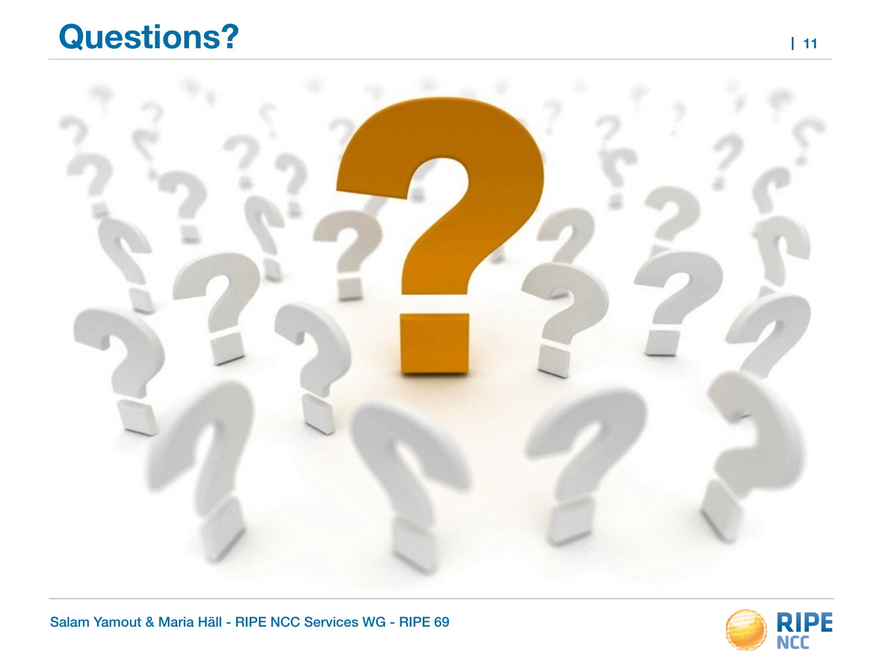# Questions?